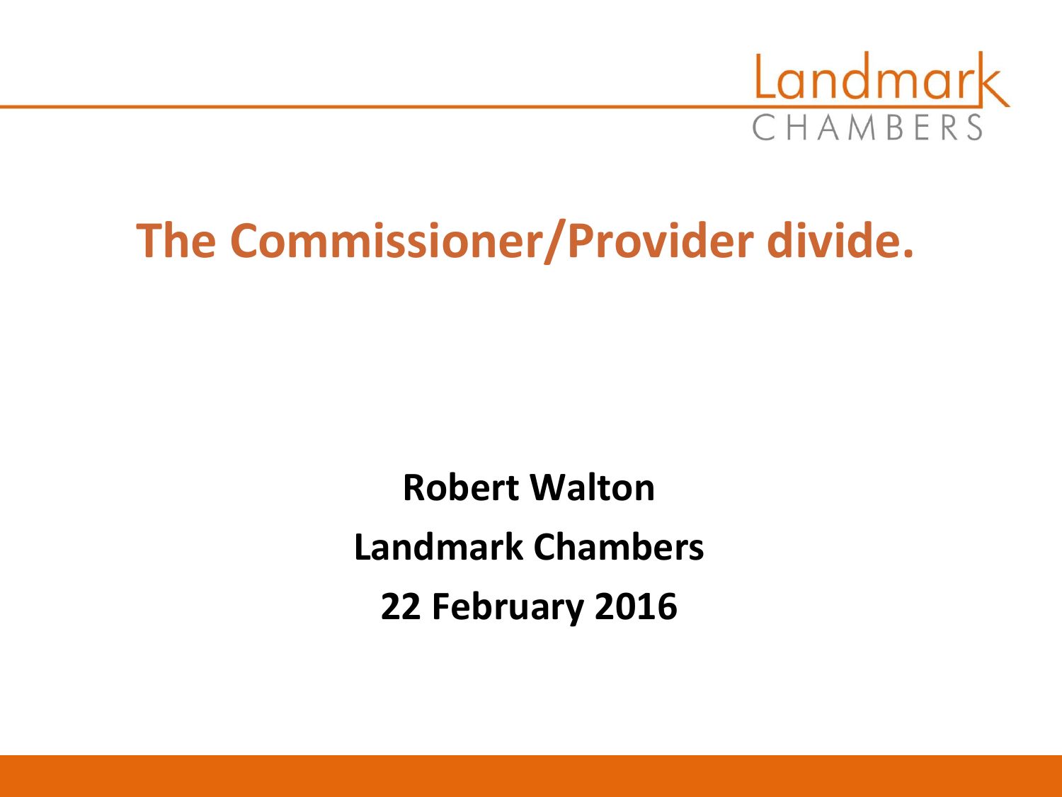Landmark
CHAMBERS

# The Commissioner/Provider divide.

**Robert Walton**

**Landmark Chambers**

**22 February 2016**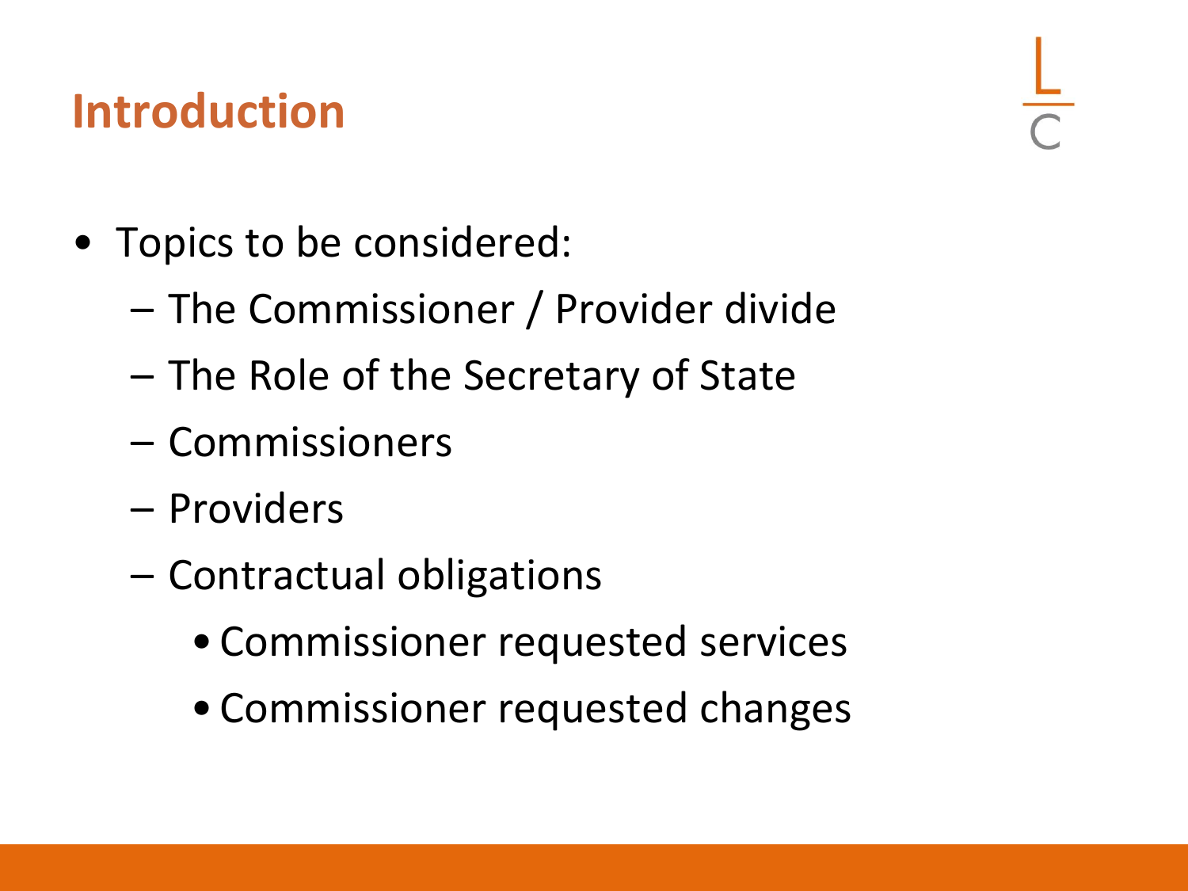## Introduction

- Topics to be considered:
  - The Commissioner / Provider divide
  - The Role of the Secretary of State
  - Commissioners
  - Providers
  - Contractual obligations
    - Commissioner requested services
    - Commissioner requested changes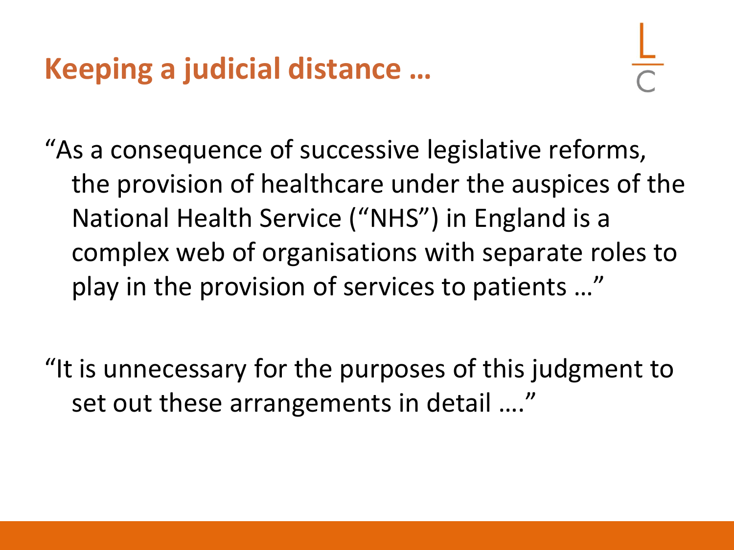# Keeping a judicial distance …

"As a consequence of successive legislative reforms, the provision of healthcare under the auspices of the National Health Service ("NHS") in England is a complex web of organisations with separate roles to play in the provision of services to patients …"

"It is unnecessary for the purposes of this judgment to set out these arrangements in detail …."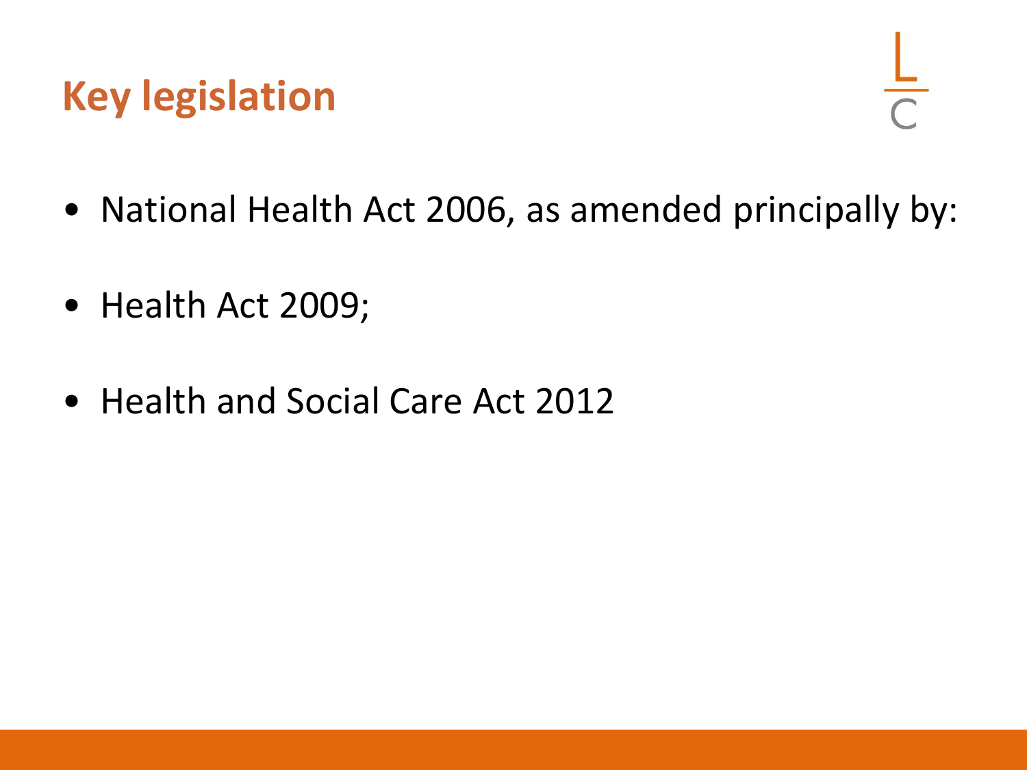# Key legislation

- National Health Act 2006, as amended principally by:
- Health Act 2009;
- Health and Social Care Act 2012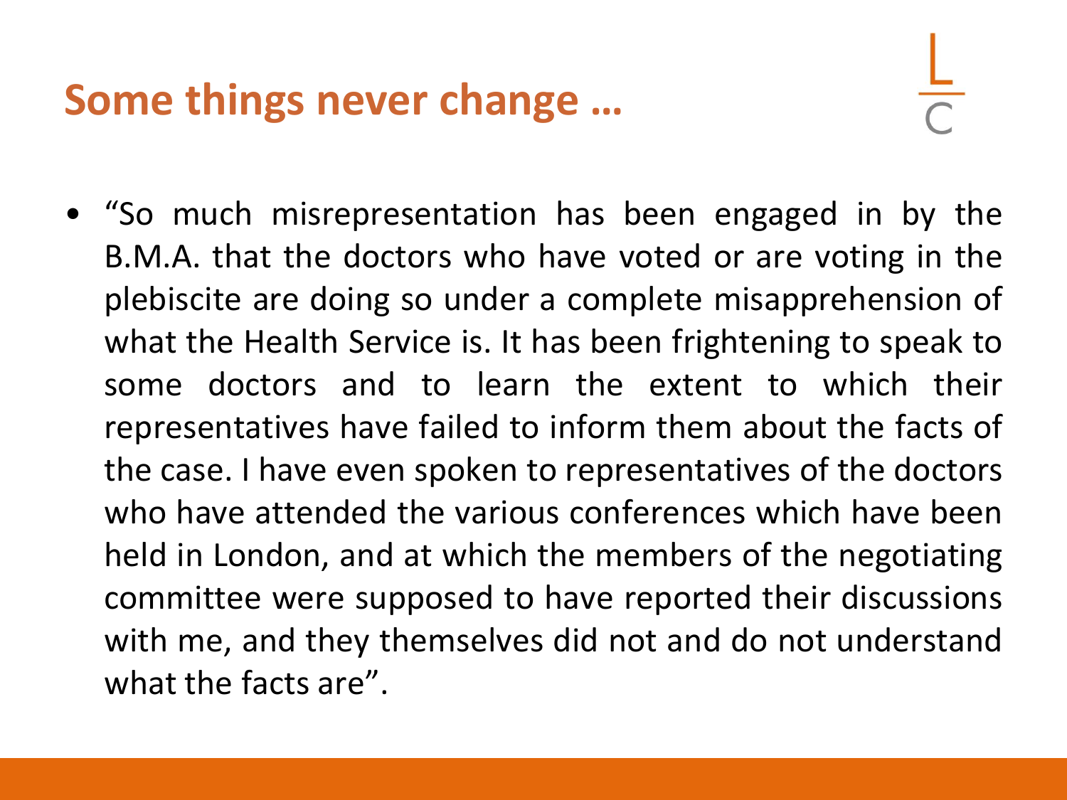## Some things never change …

- "So much misrepresentation has been engaged in by the B.M.A. that the doctors who have voted or are voting in the plebiscite are doing so under a complete misapprehension of what the Health Service is. It has been frightening to speak to some doctors and to learn the extent to which their representatives have failed to inform them about the facts of the case. I have even spoken to representatives of the doctors who have attended the various conferences which have been held in London, and at which the members of the negotiating committee were supposed to have reported their discussions with me, and they themselves did not and do not understand what the facts are".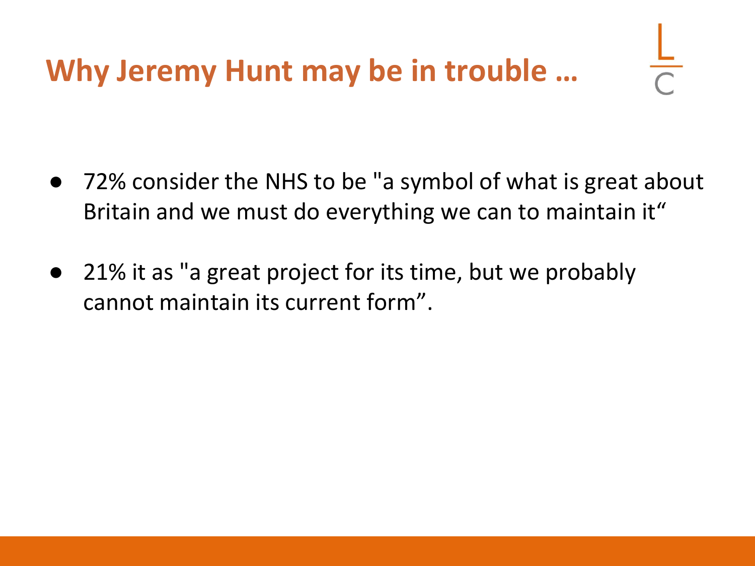# Why Jeremy Hunt may be in trouble …

- 72% consider the NHS to be "a symbol of what is great about Britain and we must do everything we can to maintain it“
- 21% it as "a great project for its time, but we probably cannot maintain its current form”.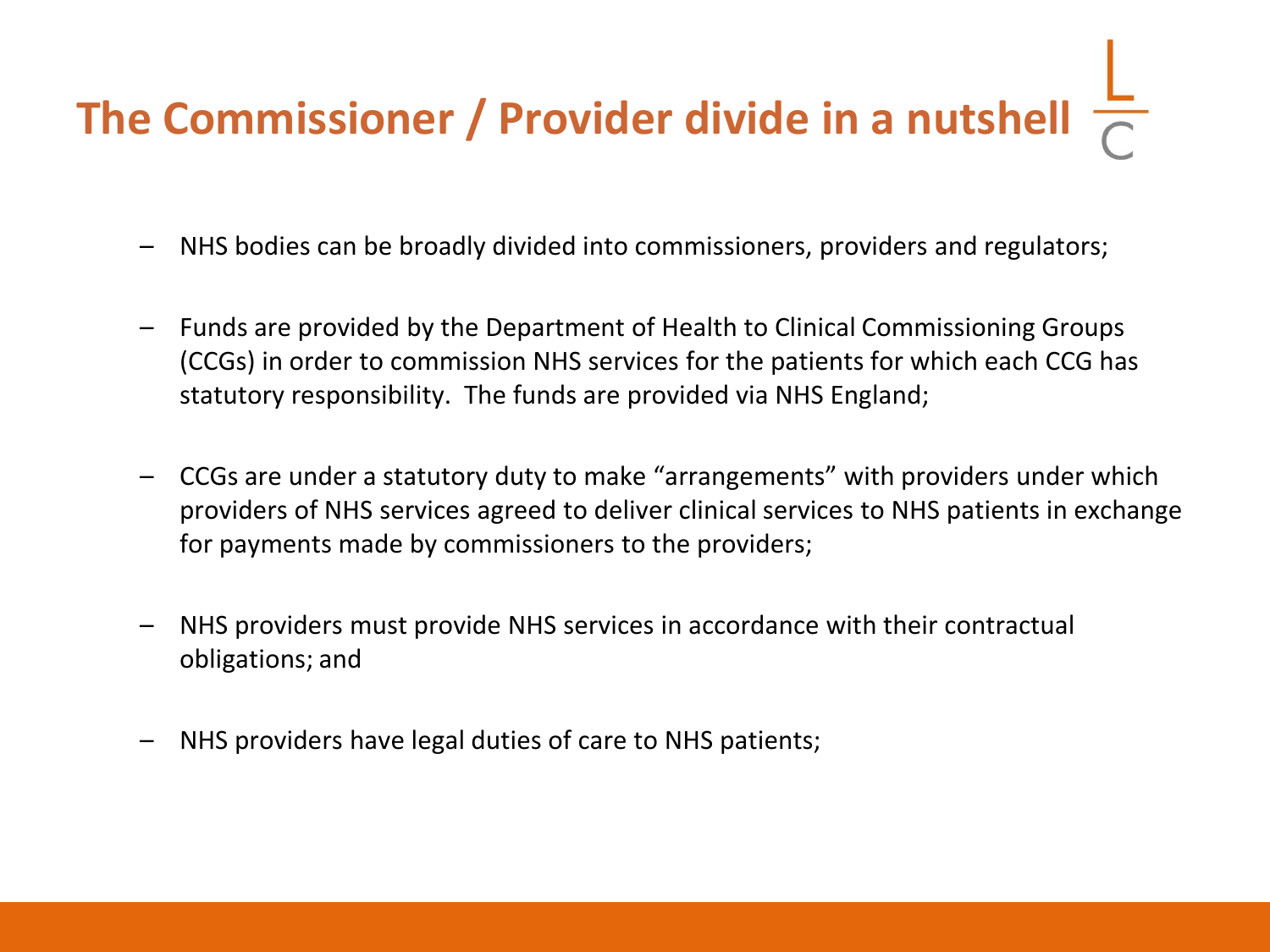# The Commissioner / Provider divide in a nutshell

- NHS bodies can be broadly divided into commissioners, providers and regulators;
- Funds are provided by the Department of Health to Clinical Commissioning Groups (CCGs) in order to commission NHS services for the patients for which each CCG has statutory responsibility. The funds are provided via NHS England;
- CCGs are under a statutory duty to make "arrangements" with providers under which providers of NHS services agreed to deliver clinical services to NHS patients in exchange for payments made by commissioners to the providers;
- NHS providers must provide NHS services in accordance with their contractual obligations; and
- NHS providers have legal duties of care to NHS patients;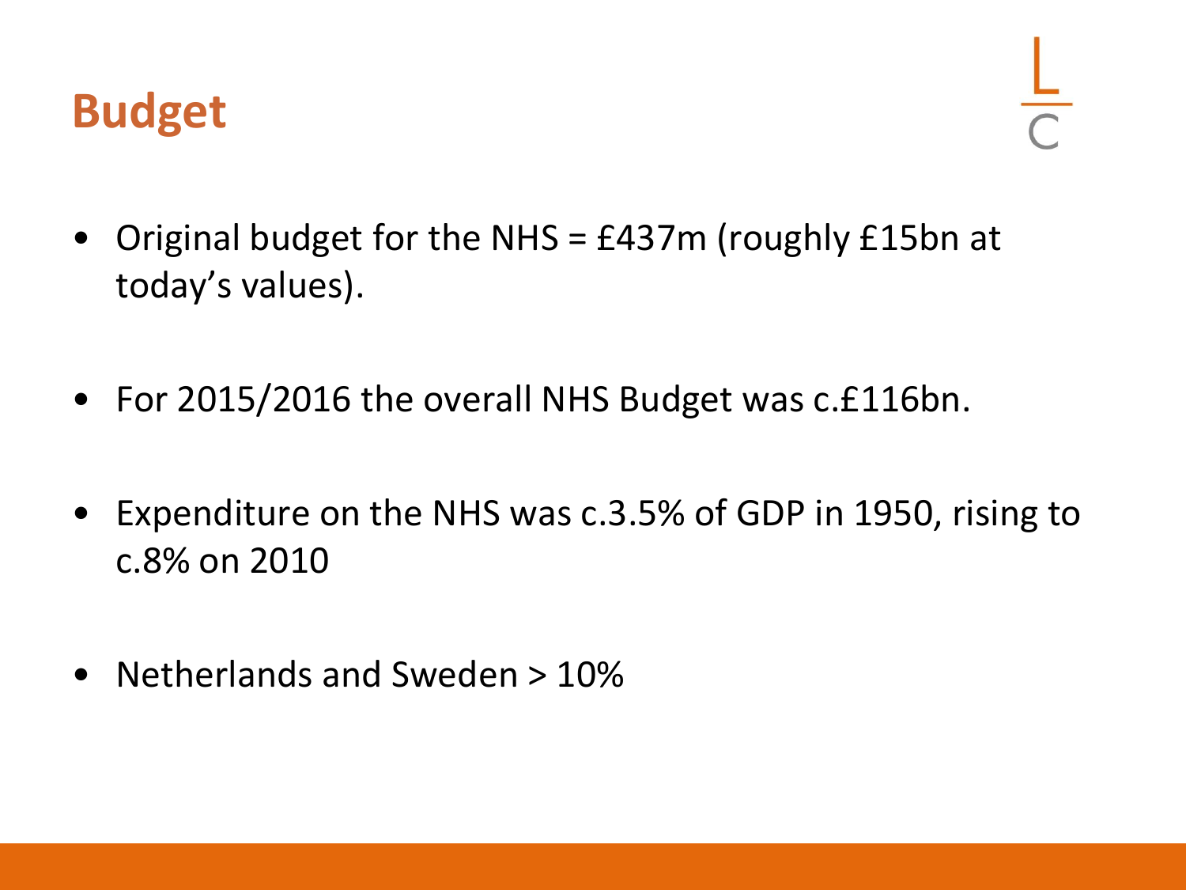# Budget

- Original budget for the NHS = £437m (roughly £15bn at today's values).

- For 2015/2016 the overall NHS Budget was c.£116bn.

- Expenditure on the NHS was c.3.5% of GDP in 1950, rising to c.8% on 2010

- Netherlands and Sweden > 10%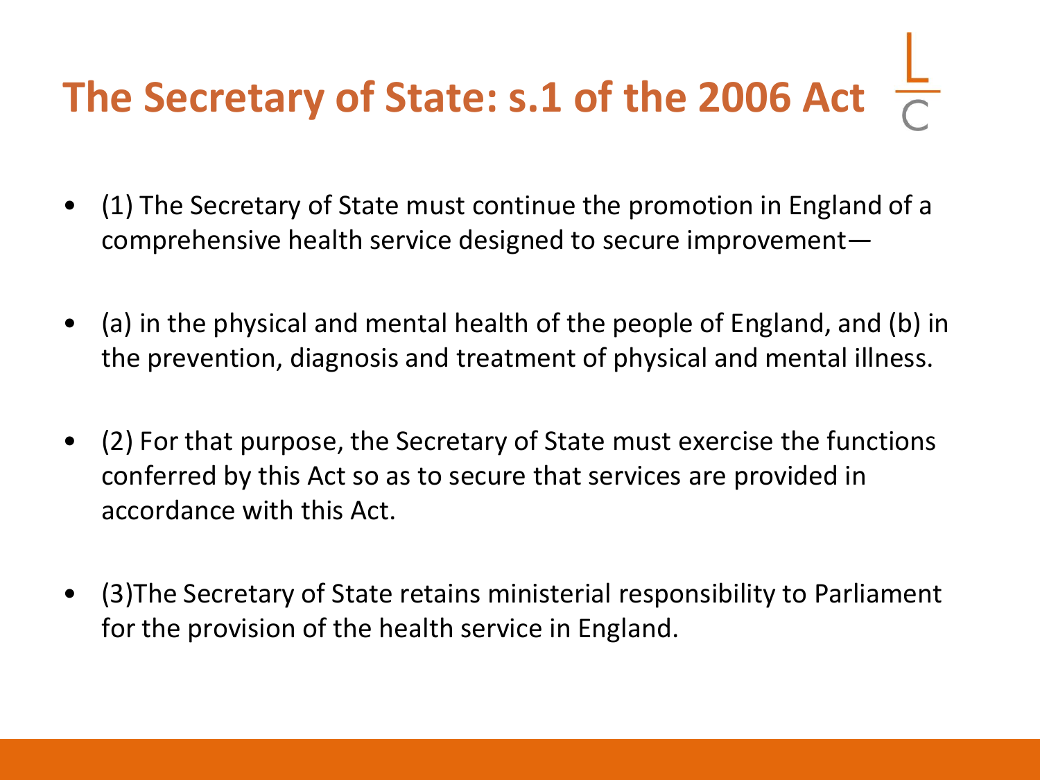# The Secretary of State: s.1 of the 2006 Act

- (1) The Secretary of State must continue the promotion in England of a comprehensive health service designed to secure improvement—
- (a) in the physical and mental health of the people of England, and (b) in the prevention, diagnosis and treatment of physical and mental illness.
- (2) For that purpose, the Secretary of State must exercise the functions conferred by this Act so as to secure that services are provided in accordance with this Act.
- (3)The Secretary of State retains ministerial responsibility to Parliament for the provision of the health service in England.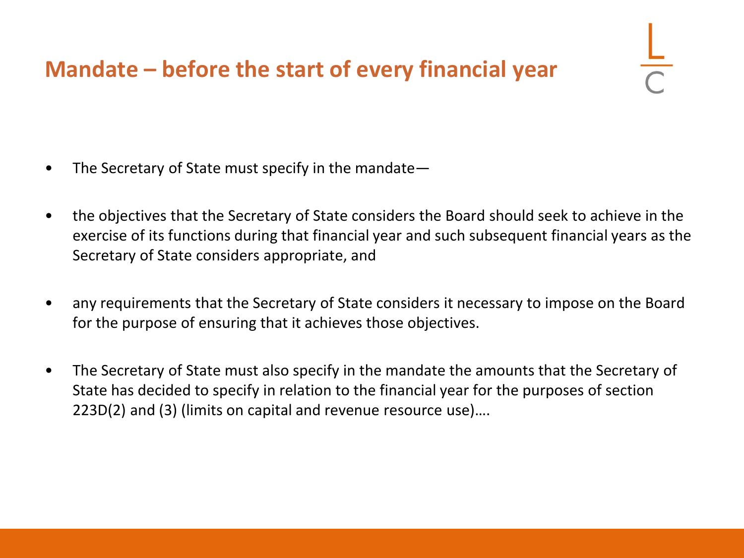## Mandate – before the start of every financial year

- The Secretary of State must specify in the mandate—
- the objectives that the Secretary of State considers the Board should seek to achieve in the exercise of its functions during that financial year and such subsequent financial years as the Secretary of State considers appropriate, and
- any requirements that the Secretary of State considers it necessary to impose on the Board for the purpose of ensuring that it achieves those objectives.
- The Secretary of State must also specify in the mandate the amounts that the Secretary of State has decided to specify in relation to the financial year for the purposes of section 223D(2) and (3) (limits on capital and revenue resource use)….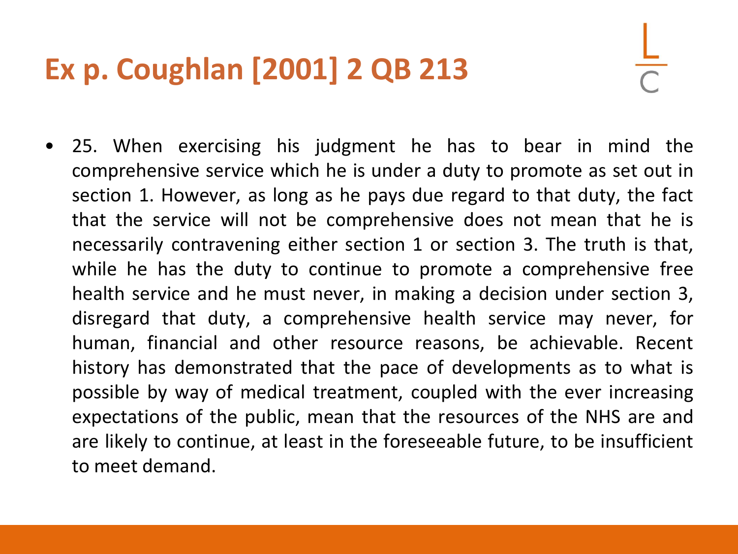# Ex p. Coughlan [2001] 2 QB 213

- 25. When exercising his judgment he has to bear in mind the comprehensive service which he is under a duty to promote as set out in section 1. However, as long as he pays due regard to that duty, the fact that the service will not be comprehensive does not mean that he is necessarily contravening either section 1 or section 3. The truth is that, while he has the duty to continue to promote a comprehensive free health service and he must never, in making a decision under section 3, disregard that duty, a comprehensive health service may never, for human, financial and other resource reasons, be achievable. Recent history has demonstrated that the pace of developments as to what is possible by way of medical treatment, coupled with the ever increasing expectations of the public, mean that the resources of the NHS are and are likely to continue, at least in the foreseeable future, to be insufficient to meet demand.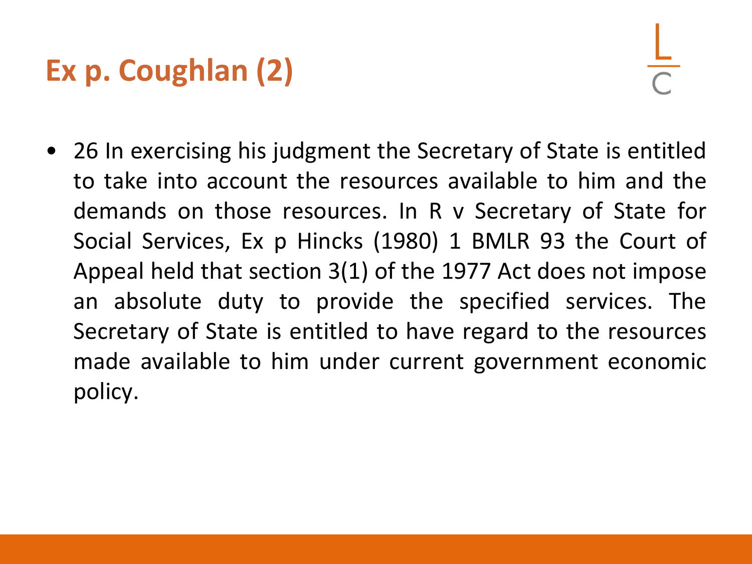# Ex p. Coughlan (2)

- 26 In exercising his judgment the Secretary of State is entitled to take into account the resources available to him and the demands on those resources. In R v Secretary of State for Social Services, Ex p Hincks (1980) 1 BMLR 93 the Court of Appeal held that section 3(1) of the 1977 Act does not impose an absolute duty to provide the specified services. The Secretary of State is entitled to have regard to the resources made available to him under current government economic policy.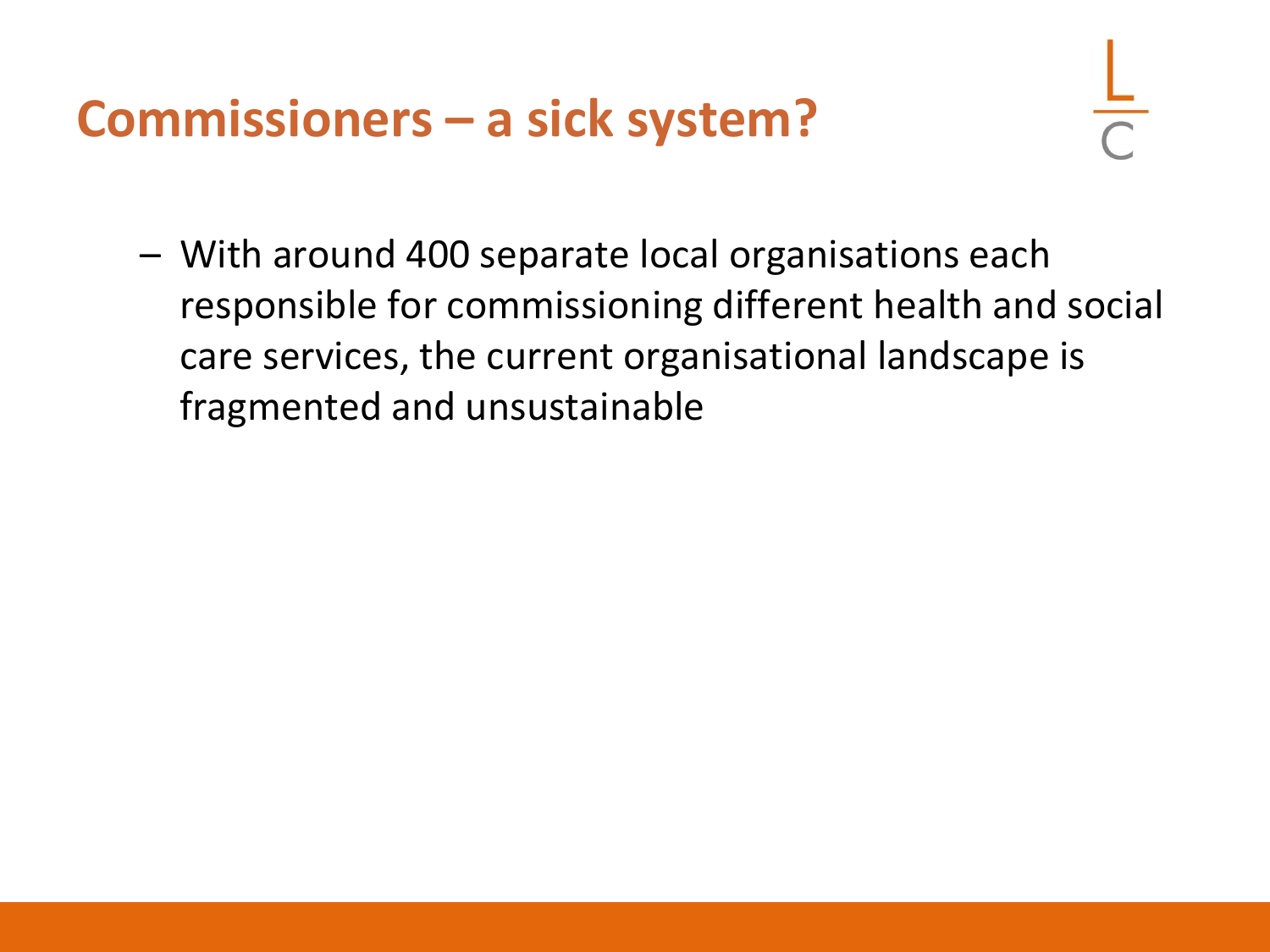# Commissioners – a sick system?

- With around 400 separate local organisations each responsible for commissioning different health and social care services, the current organisational landscape is fragmented and unsustainable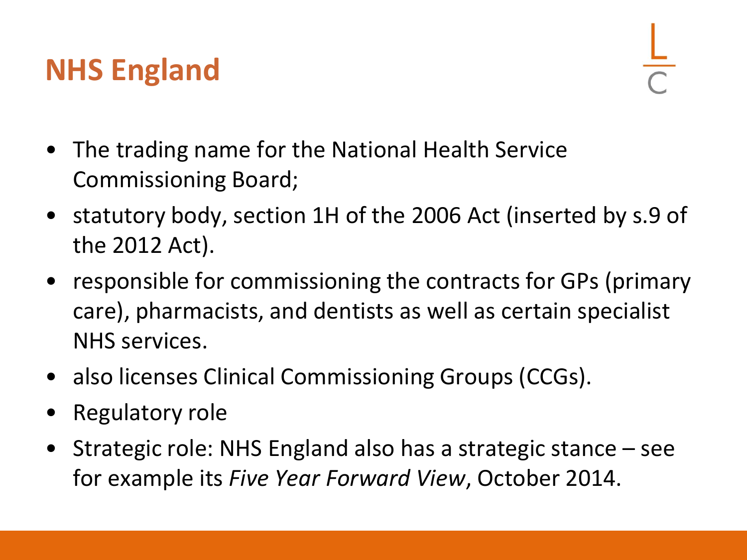# NHS England

- The trading name for the National Health Service Commissioning Board;
- statutory body, section 1H of the 2006 Act (inserted by s.9 of the 2012 Act).
- responsible for commissioning the contracts for GPs (primary care), pharmacists, and dentists as well as certain specialist NHS services.
- also licenses Clinical Commissioning Groups (CCGs).
- Regulatory role
- Strategic role: NHS England also has a strategic stance – see for example its *Five Year Forward View*, October 2014.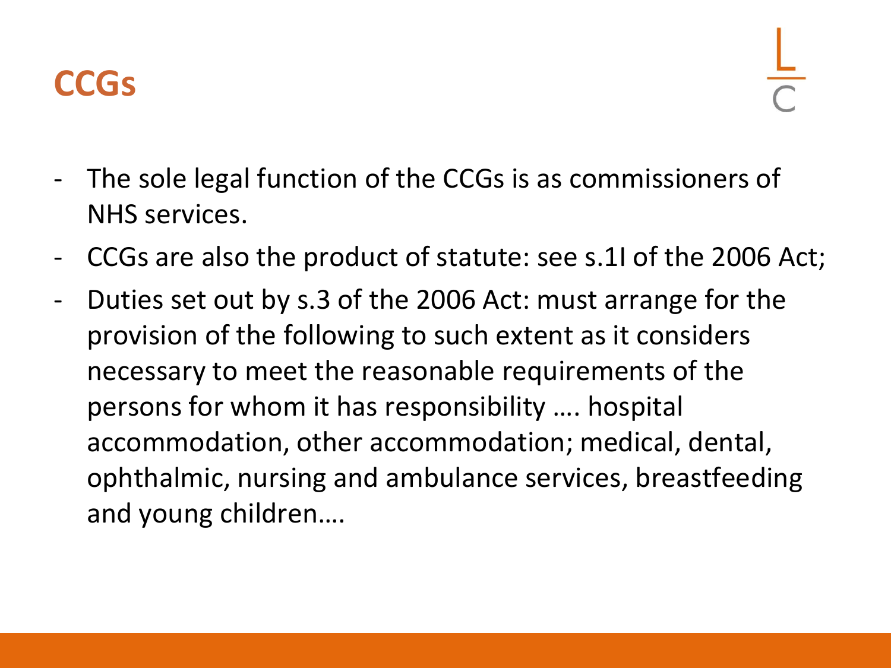# CCGs

- The sole legal function of the CCGs is as commissioners of NHS services.
- CCGs are also the product of statute: see s.1I of the 2006 Act;
- Duties set out by s.3 of the 2006 Act: must arrange for the provision of the following to such extent as it considers necessary to meet the reasonable requirements of the persons for whom it has responsibility …. hospital accommodation, other accommodation; medical, dental, ophthalmic, nursing and ambulance services, breastfeeding and young children….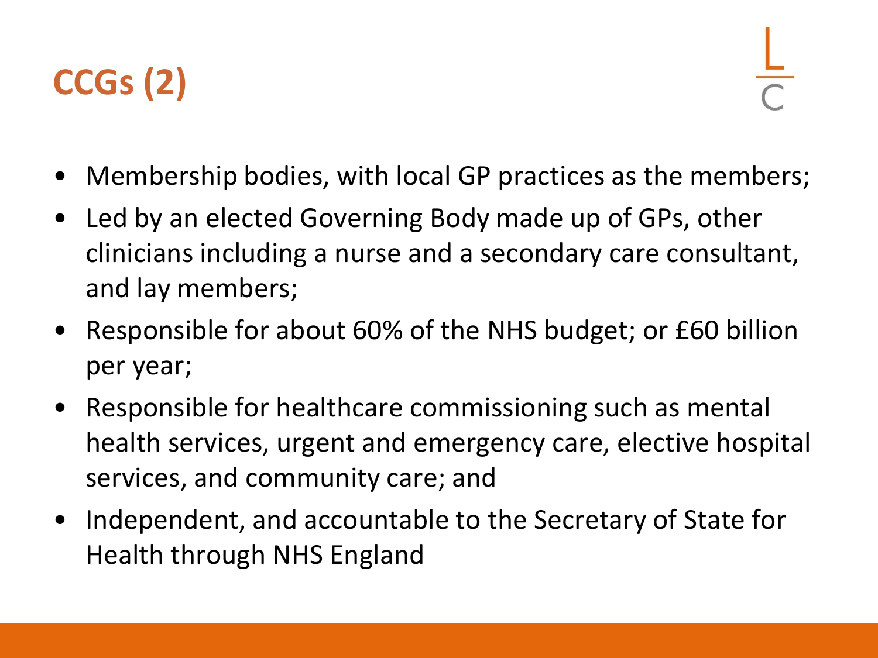# CCGs (2)

- Membership bodies, with local GP practices as the members;
- Led by an elected Governing Body made up of GPs, other clinicians including a nurse and a secondary care consultant, and lay members;
- Responsible for about 60% of the NHS budget; or £60 billion per year;
- Responsible for healthcare commissioning such as mental health services, urgent and emergency care, elective hospital services, and community care; and
- Independent, and accountable to the Secretary of State for Health through NHS England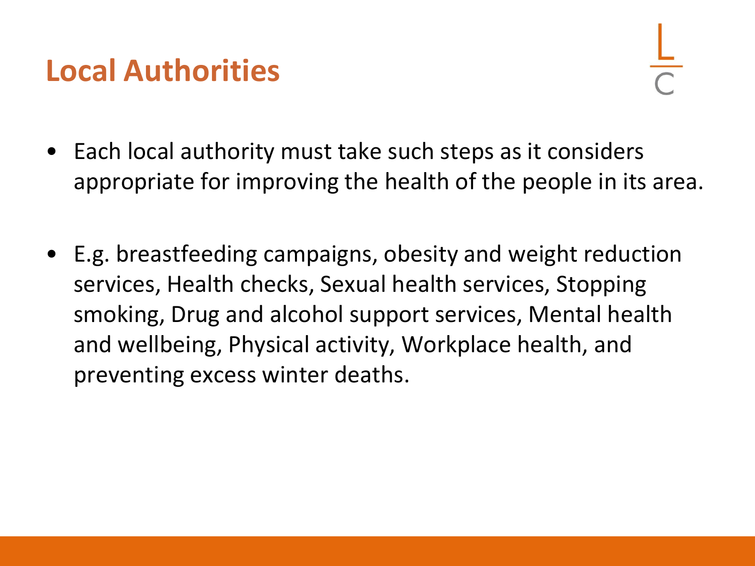# Local Authorities

- Each local authority must take such steps as it considers appropriate for improving the health of the people in its area.

- E.g. breastfeeding campaigns, obesity and weight reduction services, Health checks, Sexual health services, Stopping smoking, Drug and alcohol support services, Mental health and wellbeing, Physical activity, Workplace health, and preventing excess winter deaths.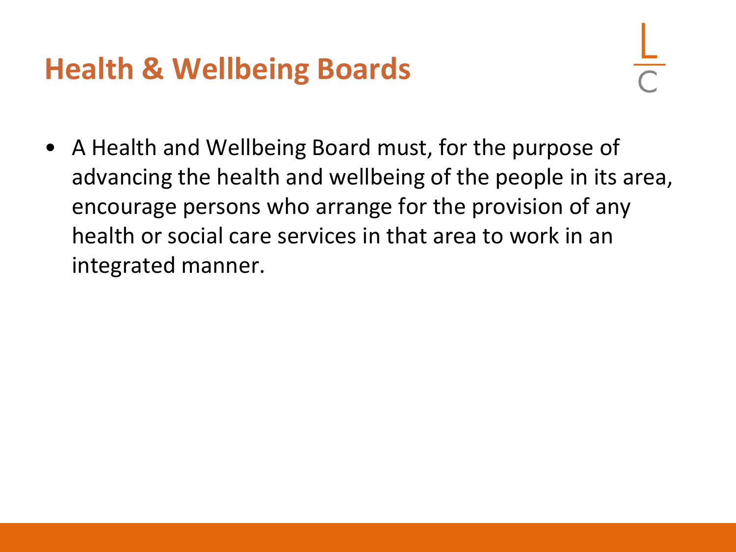# Health & Wellbeing Boards

- A Health and Wellbeing Board must, for the purpose of advancing the health and wellbeing of the people in its area, encourage persons who arrange for the provision of any health or social care services in that area to work in an integrated manner.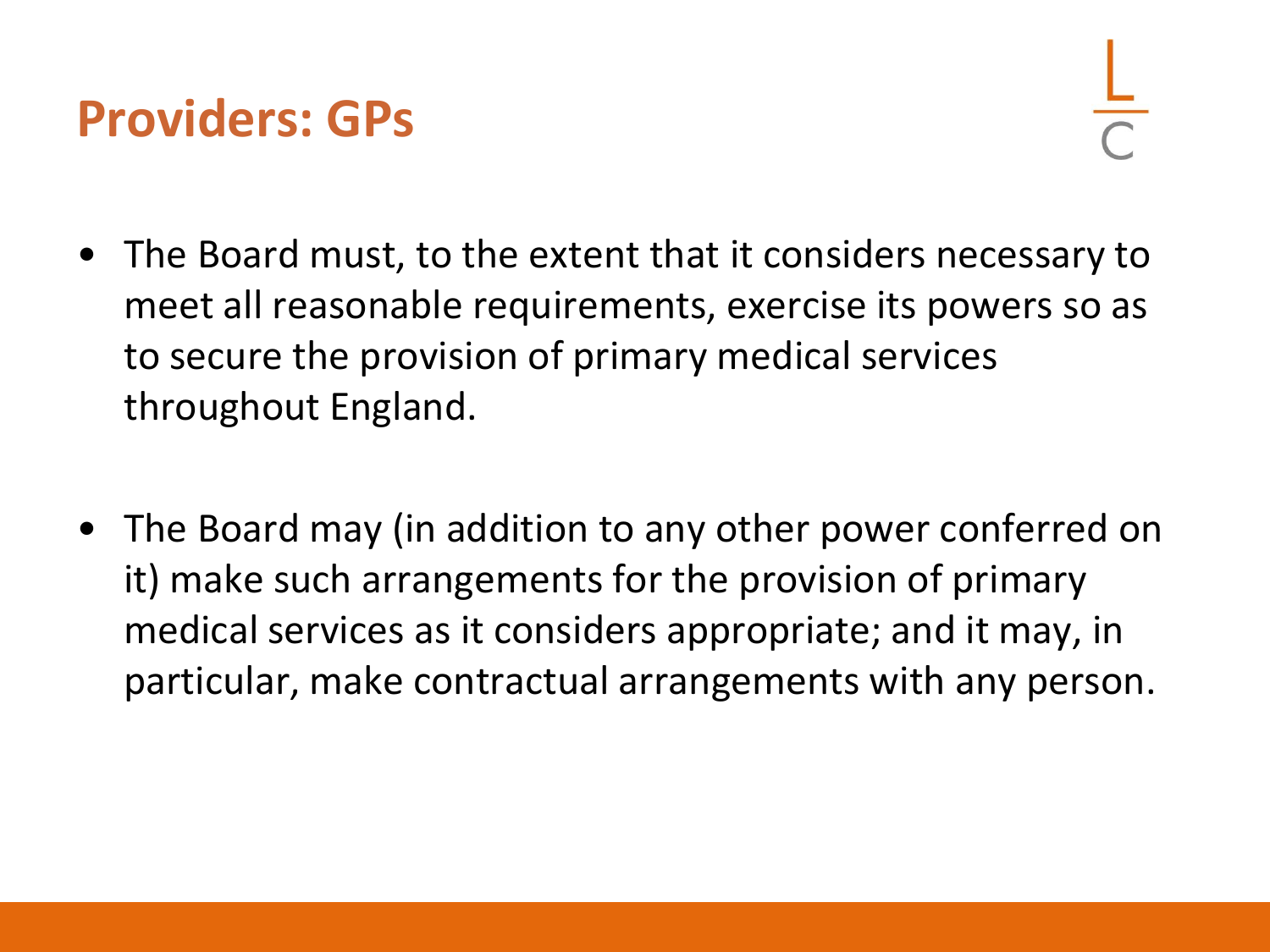## Providers: GPs

- The Board must, to the extent that it considers necessary to meet all reasonable requirements, exercise its powers so as to secure the provision of primary medical services throughout England.

- The Board may (in addition to any other power conferred on it) make such arrangements for the provision of primary medical services as it considers appropriate; and it may, in particular, make contractual arrangements with any person.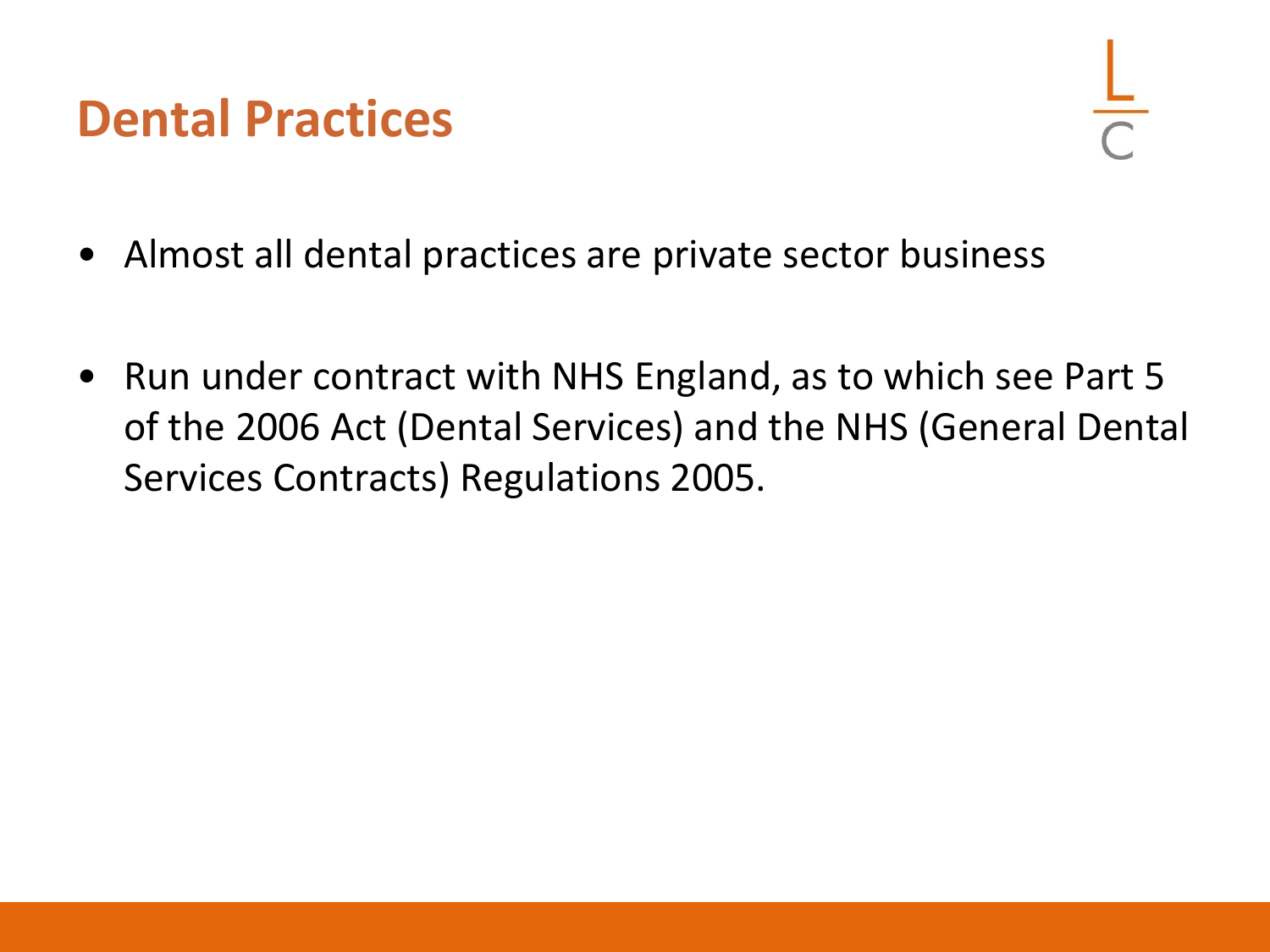# Dental Practices

- Almost all dental practices are private sector business

- Run under contract with NHS England, as to which see Part 5 of the 2006 Act (Dental Services) and the NHS (General Dental Services Contracts) Regulations 2005.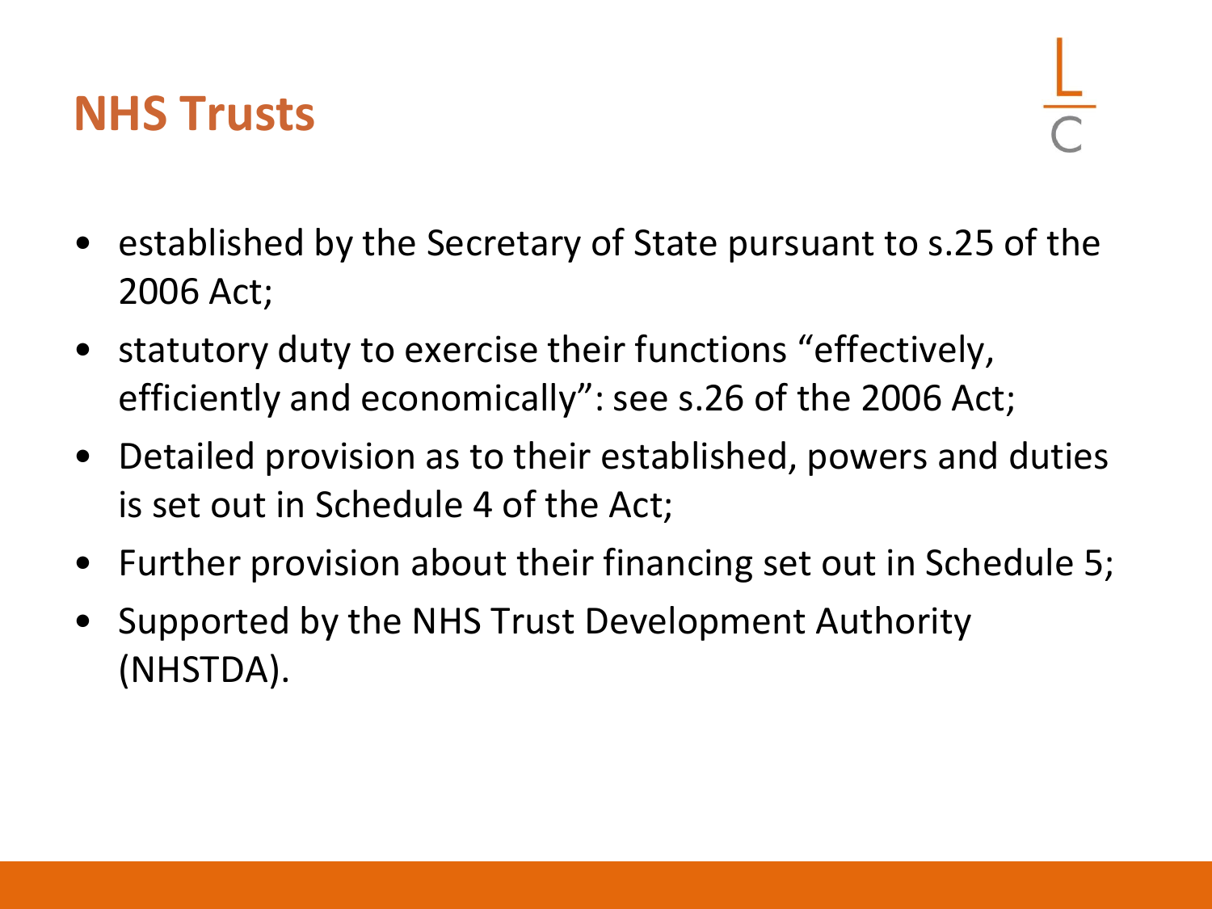# NHS Trusts

- established by the Secretary of State pursuant to s.25 of the 2006 Act;
- statutory duty to exercise their functions “effectively, efficiently and economically”: see s.26 of the 2006 Act;
- Detailed provision as to their established, powers and duties is set out in Schedule 4 of the Act;
- Further provision about their financing set out in Schedule 5;
- Supported by the NHS Trust Development Authority (NHSTDA).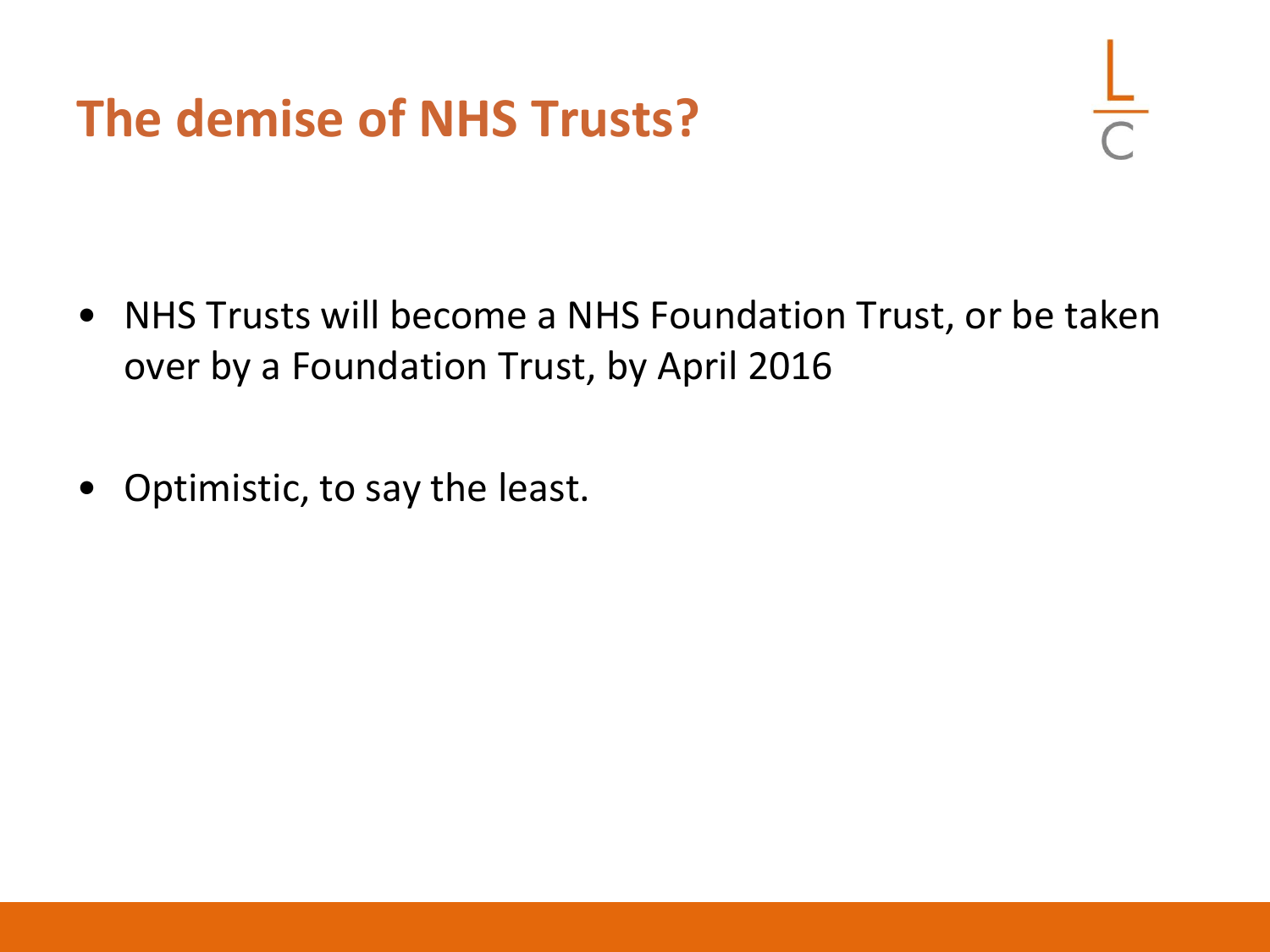# The demise of NHS Trusts?

- NHS Trusts will become a NHS Foundation Trust, or be taken over by a Foundation Trust, by April 2016

- Optimistic, to say the least.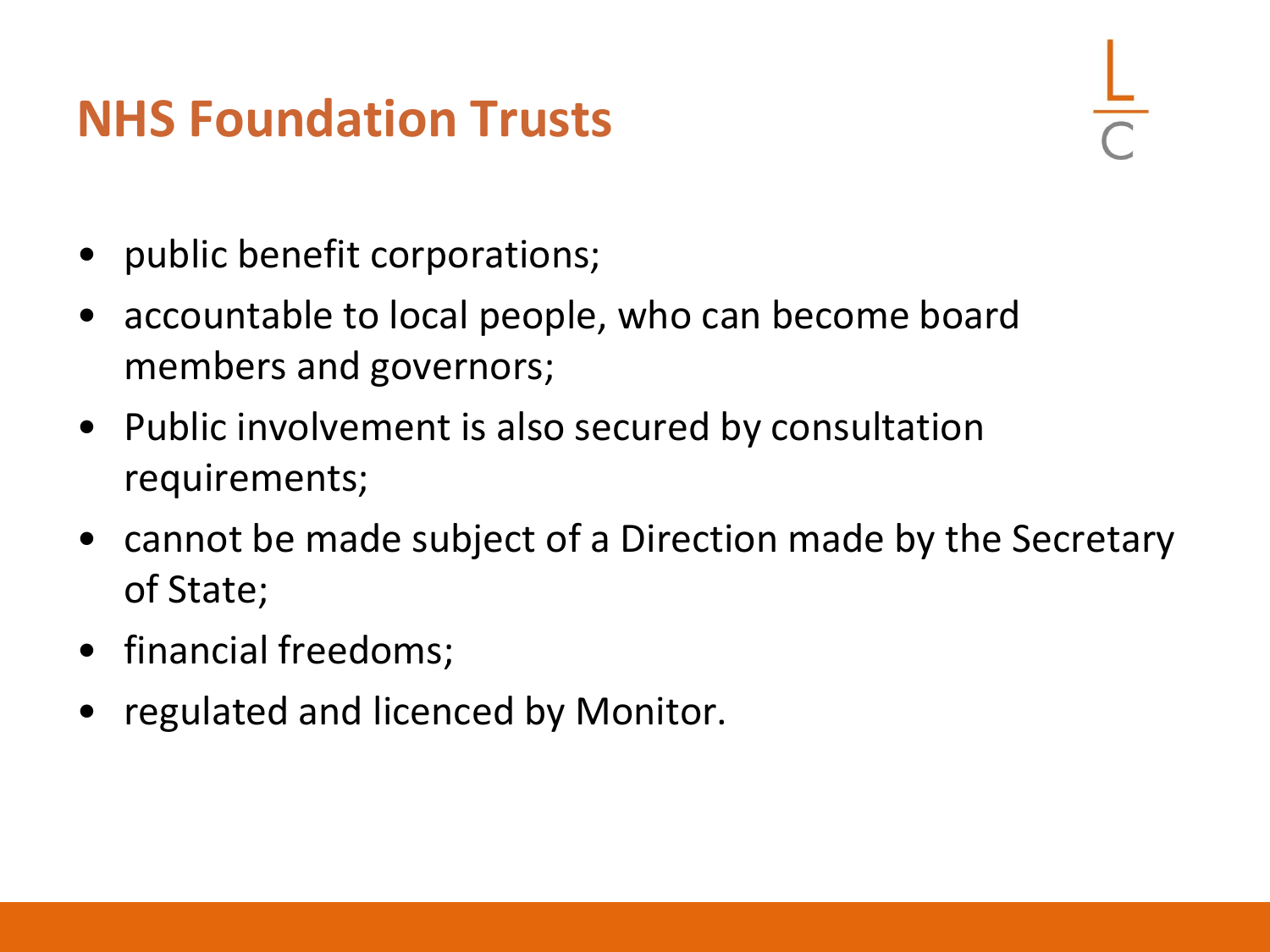# NHS Foundation Trusts

- public benefit corporations;
- accountable to local people, who can become board members and governors;
- Public involvement is also secured by consultation requirements;
- cannot be made subject of a Direction made by the Secretary of State;
- financial freedoms;
- regulated and licenced by Monitor.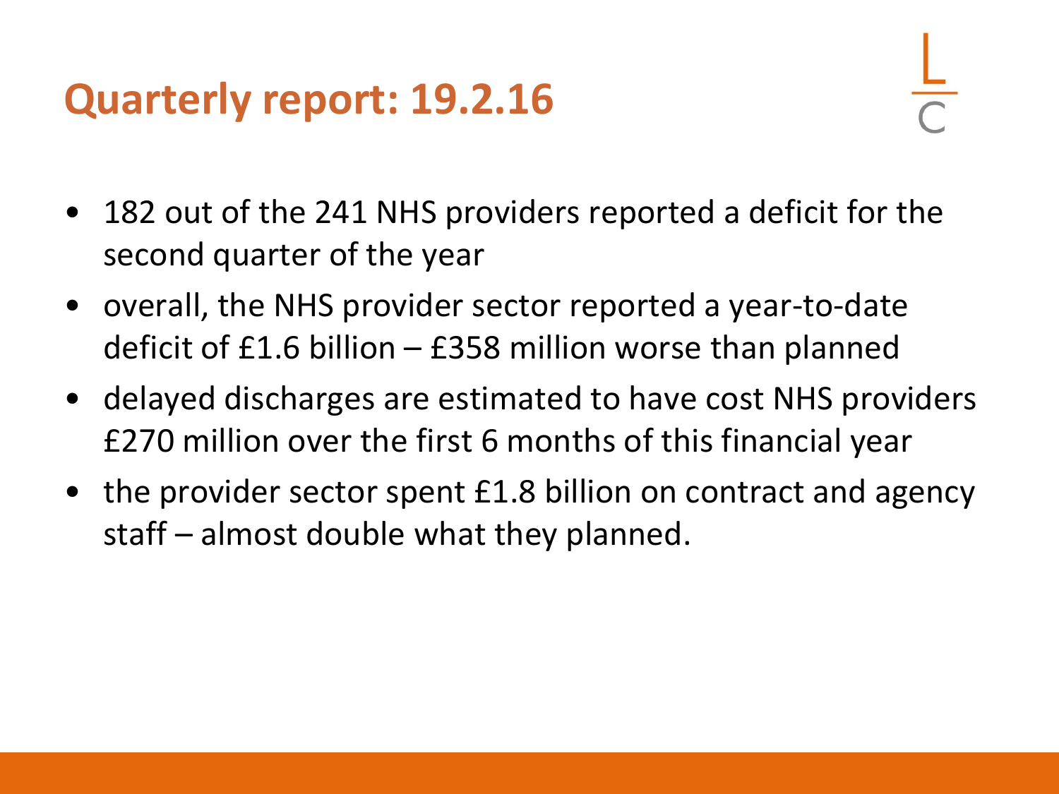# Quarterly report: 19.2.16

- 182 out of the 241 NHS providers reported a deficit for the second quarter of the year
- overall, the NHS provider sector reported a year-to-date deficit of £1.6 billion – £358 million worse than planned
- delayed discharges are estimated to have cost NHS providers £270 million over the first 6 months of this financial year
- the provider sector spent £1.8 billion on contract and agency staff – almost double what they planned.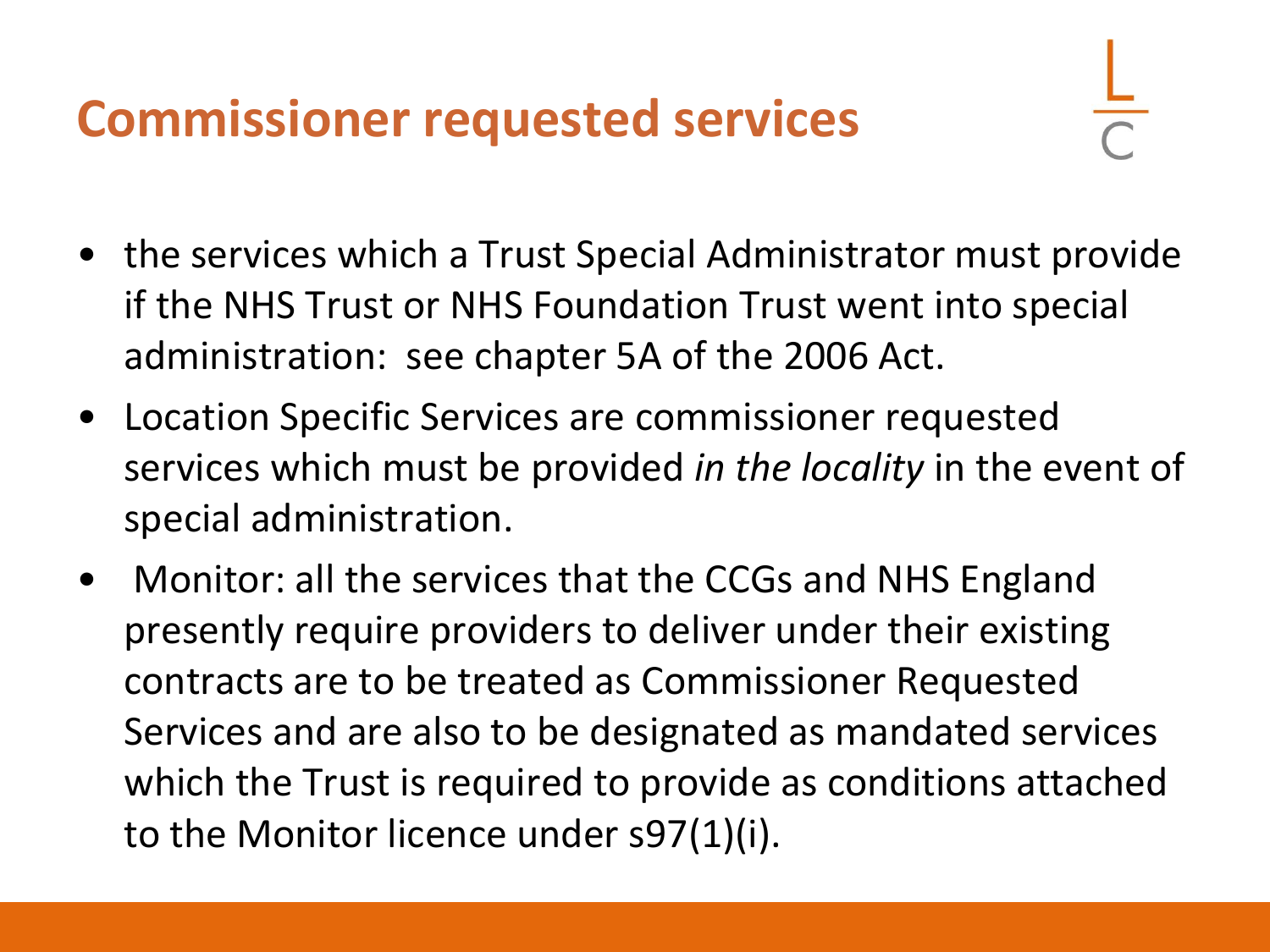# Commissioner requested services

- the services which a Trust Special Administrator must provide if the NHS Trust or NHS Foundation Trust went into special administration: see chapter 5A of the 2006 Act.
- Location Specific Services are commissioner requested services which must be provided *in the locality* in the event of special administration.
- Monitor: all the services that the CCGs and NHS England presently require providers to deliver under their existing contracts are to be treated as Commissioner Requested Services and are also to be designated as mandated services which the Trust is required to provide as conditions attached to the Monitor licence under s97(1)(i).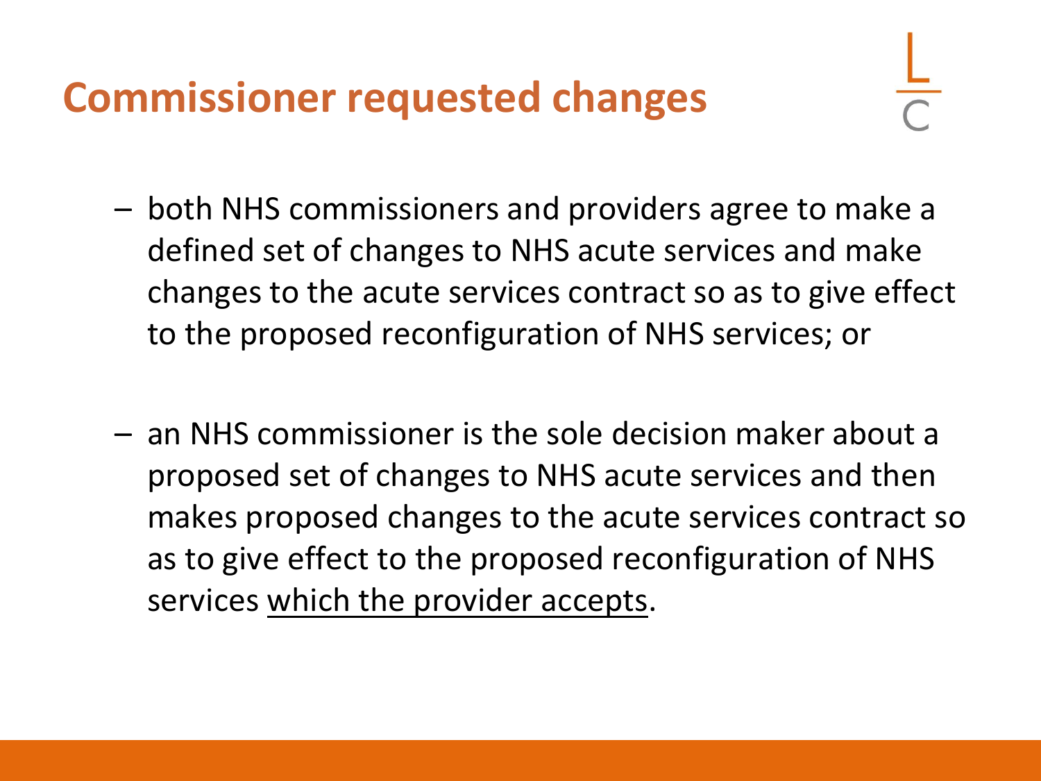# Commissioner requested changes

- both NHS commissioners and providers agree to make a defined set of changes to NHS acute services and make changes to the acute services contract so as to give effect to the proposed reconfiguration of NHS services; or

- an NHS commissioner is the sole decision maker about a proposed set of changes to NHS acute services and then makes proposed changes to the acute services contract so as to give effect to the proposed reconfiguration of NHS services <u>which the provider accepts</u>.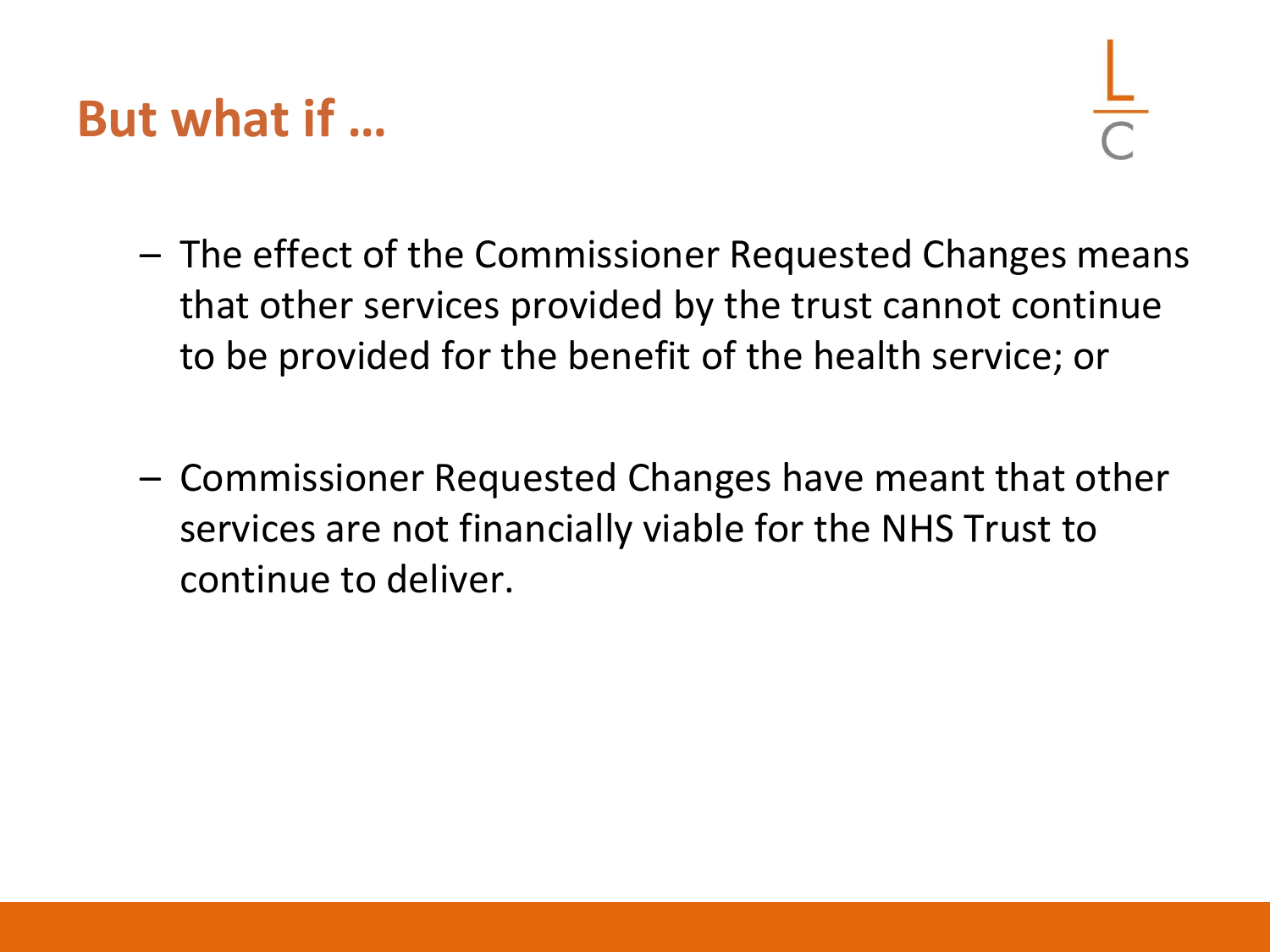# But what if …

- The effect of the Commissioner Requested Changes means that other services provided by the trust cannot continue to be provided for the benefit of the health service; or

- Commissioner Requested Changes have meant that other services are not financially viable for the NHS Trust to continue to deliver.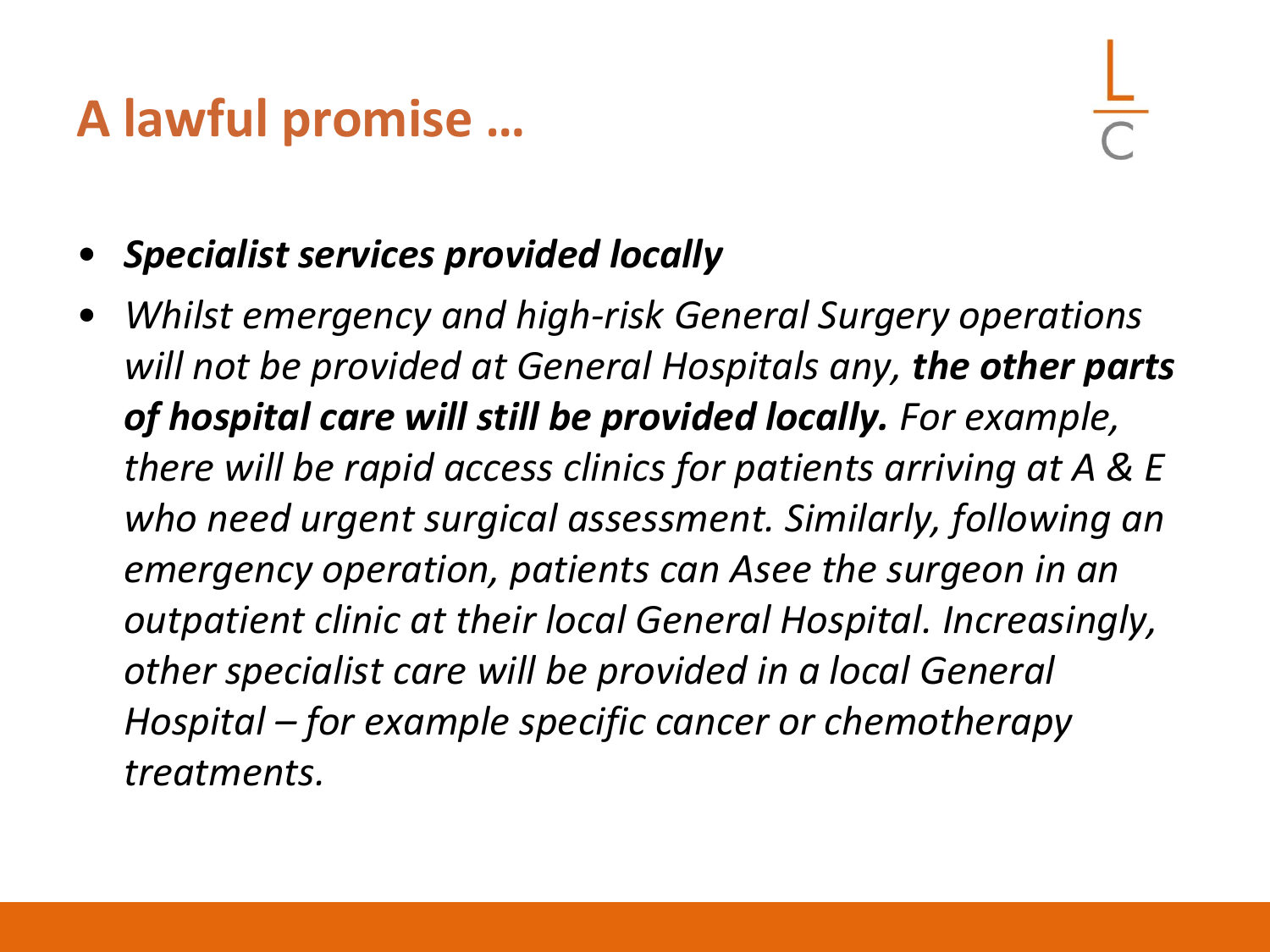# A lawful promise …

- ***Specialist services provided locally***
- *Whilst emergency and high-risk General Surgery operations will not be provided at General Hospitals any, **the other parts of hospital care will still be provided locally.** For example, there will be rapid access clinics for patients arriving at A & E who need urgent surgical assessment. Similarly, following an emergency operation, patients can Asee the surgeon in an outpatient clinic at their local General Hospital. Increasingly, other specialist care will be provided in a local General Hospital – for example specific cancer or chemotherapy treatments.*